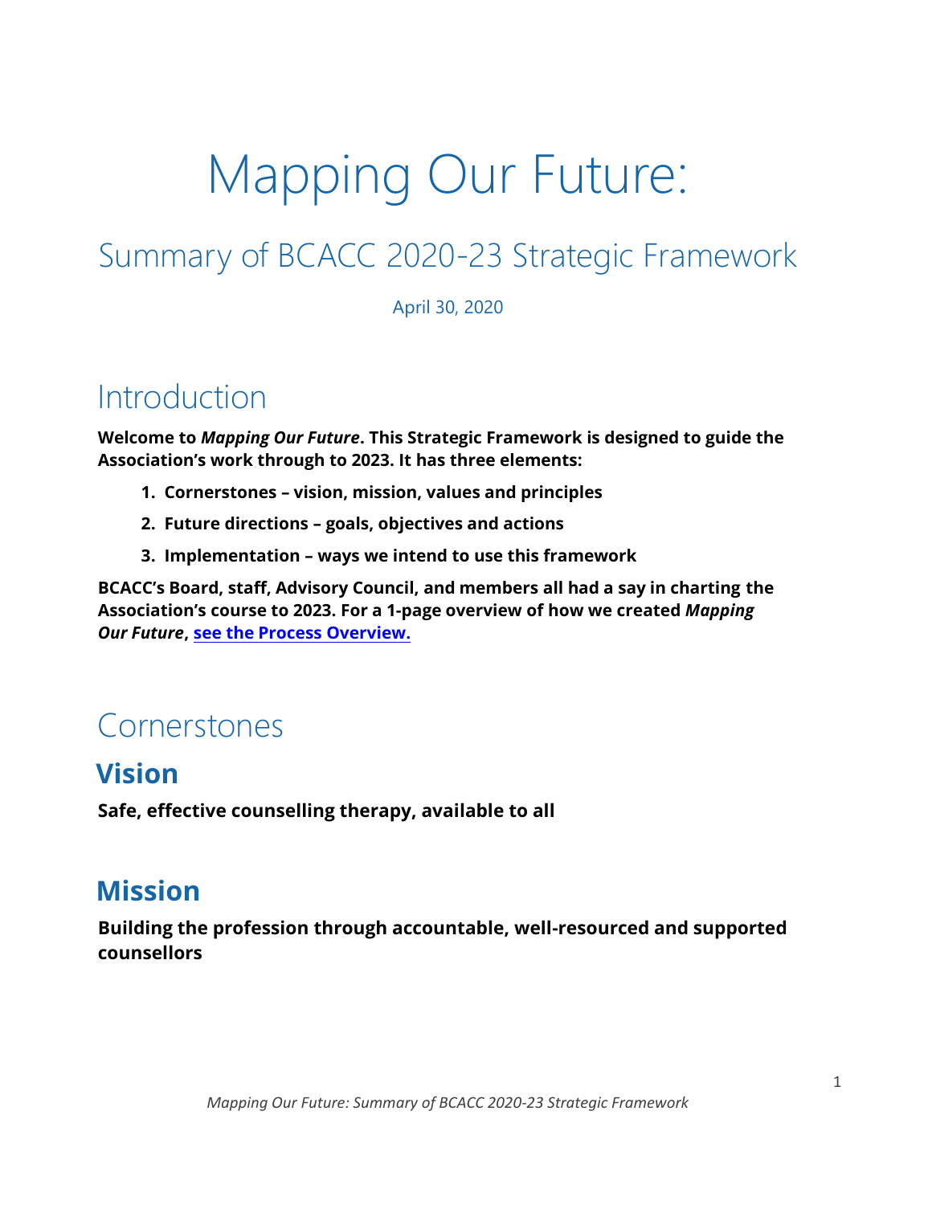# Mapping Our Future:

## Summary of BCACC 2020-23 Strategic Framework

April 30, 2020

## Introduction

**Welcome to *Mapping Our Future*. This Strategic Framework is designed to guide the Association's work through to 2023. It has three elements:**

1. **Cornerstones – vision, mission, values and principles**
2. **Future directions – goals, objectives and actions**
3. **Implementation – ways we intend to use this framework**

**BCACC's Board, staff, Advisory Council, and members all had a say in charting the Association's course to 2023. For a 1-page overview of how we created *Mapping Our Future*, see the Process Overview.**

## Cornerstones

### Vision

**Safe, effective counselling therapy, available to all**

### Mission

**Building the profession through accountable, well-resourced and supported counsellors**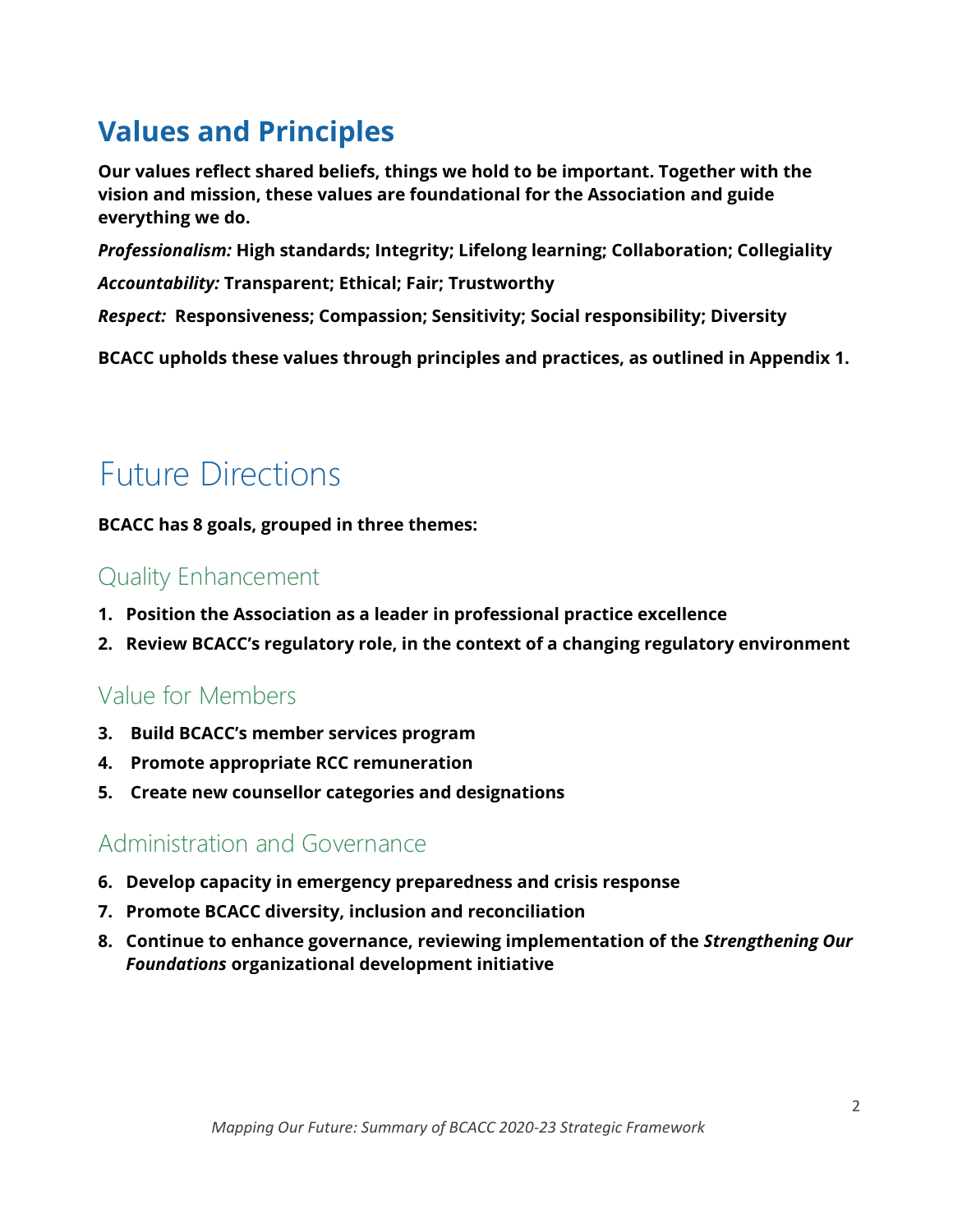## Values and Principles

**Our values reflect shared beliefs, things we hold to be important. Together with the vision and mission, these values are foundational for the Association and guide everything we do.**

***Professionalism:*** **High standards; Integrity; Lifelong learning; Collaboration; Collegiality**

***Accountability:*** **Transparent; Ethical; Fair; Trustworthy**

***Respect:*** **Responsiveness; Compassion; Sensitivity; Social responsibility; Diversity**

**BCACC upholds these values through principles and practices, as outlined in Appendix 1.**

# Future Directions

**BCACC has 8 goals, grouped in three themes:**

### Quality Enhancement

1. **Position the Association as a leader in professional practice excellence**
2. **Review BCACC's regulatory role, in the context of a changing regulatory environment**

### Value for Members

3. **Build BCACC's member services program**
4. **Promote appropriate RCC remuneration**
5. **Create new counsellor categories and designations**

### Administration and Governance

6. **Develop capacity in emergency preparedness and crisis response**
7. **Promote BCACC diversity, inclusion and reconciliation**
8. **Continue to enhance governance, reviewing implementation of the *Strengthening Our Foundations* organizational development initiative**